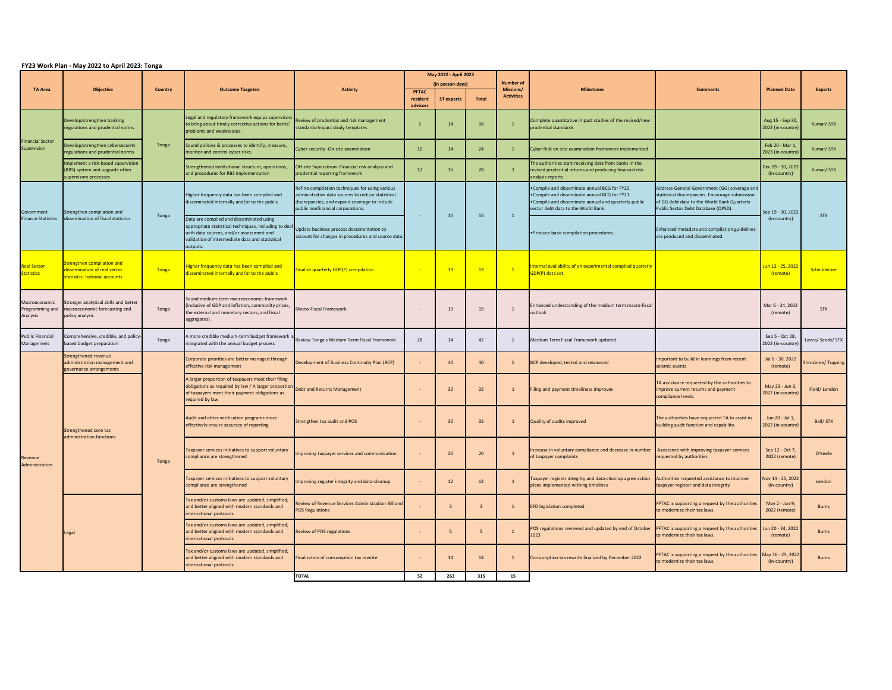**FY23 Work Plan - May 2022 to April 2023: Tonga**

| TA Area | Objective | Country | Outcome Targeted | Activity | May 2022 - April 2023 (in person-days) | | | Number of Missions/ Activities | Milestones | Comments | Planned Date | Experts |
|---|---|---|---|---|---|---|---|---|---|---|---|---|
| | | | | | PFTAC resident advisors | ST experts | Total | | | | | |
| Financial Sector Supervision | Develop/strengthen banking regulations and prudential norms | Tonga | Legal and regulatory framework equips supervisors to bring about timely corrective actions for banks' problems and weaknesses. | Review of prudential and risk management standards-Impact study templates | 2 | 14 | 16 | 1 | Complete quantitative impact studies of the revised/new prudential standards | | Aug 15 - Sep 30, 2022 (in-country) | Kumar/ STX |
| | Develop/strengthen cybersecurity regulations and prudential norms | | Sound policies & processes to identify, measure, monitor and control cyber risks. | Cyber security -On-site examination | 10 | 14 | 24 | 1 | Cyber Risk on-site examination framework implemented | | Feb 20 - Mar 1, 2023 (in-country) | Kumar/ STX |
| | Implement a risk-based supervision (RBS) system and upgrade other supervisory processes | | Strengthened institutional structure, operations, and procedures for RBS implementation | Off-site Supervision- Financial risk analysis and prudential reporting framework | 12 | 16 | 28 | 1 | The authorities start receiving data from banks in the revised prudential returns and producing financial risk analysis reports | | Dec 19 - 30, 2022 (in-country) | Kumar/ STX |
| Government Finance Statistics | Strengthen compilation and dissemination of fiscal statistics | Tonga | Higher frequency data has been compiled and disseminated internally and/or to the public. | Refine compilation techniques for using various administrative data sources to reduce statistical discrepancies, and expand coverage to include public nonfinancial corporations. | - | 15 | 15 | 1 | •Compile and disseminate annual BCG for FY20.<br>•Compile and disseminate annual BCG for FY21.<br>•Compile and disseminate annual and quarterly public sector debt data to the World Bank. | Address General Government (GG) coverage and statistical discrepancies. Encourage submission of GG debt data to the World Bank Quarterly Public Sector Debt Database (QPSD). | Sep 19 - 30, 2022 (in-country) | STX |
| | | | Data are compiled and disseminated using appropriate statistical techniques, including to deal with data sources, and/or assessment and validation of intermediate data and statistical outputs. | Update business process documentation to account for changes in procedures and source data. | | | | | •Produce basic compilation procedures. | Enhanced metadata and compilation guidelines are produced and disseminated. | | |
| Real Sector Statistics | Strengthen compilation and dissemination of real sector statistics- national accounts | Tonga | Higher frequency data has been compiled and disseminated internally and/or to the public | Finalize quarterly GDP(P) compilation | - | 13 | 13 | 1 | Internal availability of an experimental compiled quarterly GDP(P) data set. | | Jun 13 - 25, 2022 (remote) | Scheiblecker |
| Macroeconomic Programming and Analysis | Stronger analytical skills and better macroeconomic forecasting and policy analysis | Tonga | Sound medium-term macroeconomic framework (inclusive of GDP and inflation, commodity prices, the external and monetary sectors, and fiscal aggregates). | Macro-Fiscal Framework | - | 19 | 19 | 1 | Enhanced understanding of the medium term macro-fiscal outlook | | Mar 6 - 24, 2023 (remote) | STX |
| Public Financial Management | Comprehensive, credible, and policy-based budget preparation | Tonga | A more credible medium-term budget framework is integrated with the annual budget process | Review Tonga's Medium Term Fiscal Framework | 28 | 14 | 42 | 1 | Medium Term Fiscal Framework updated | | Sep 5 - Oct 28, 2022 (in-country) | Lavea/ Seeds/ STX |
| Revenue Administration | Strengthened revenue administration management and governance arrangements | Tonga | Corporate priorities are better managed through effective risk management | Development of Business Continuity Plan (BCP) | - | 40 | 40 | 1 | BCP developed, tested and resourced | Important to build in learnings from recent seismic events | Jul 6 - 30, 2022 (remote) | Shrosbree/ Topping |
| | Strengthened core tax administration functions | | A larger proportion of taxpayers meet their filing obligations as required by law / A larger proportion of taxpayers meet their payment obligations as required by law | Debt and Returns Management | - | 32 | 32 | 1 | Filing and payment timeliness improves | TA assistance requested by the authorities to improve current returns and payment compliance levels. | May 23 - Jun 3, 2022 (in-country) | Field/ Lendon |
| | | | Audit and other verification programs more effectively ensure accuracy of reporting | Strengthen tax audit and POS | - | 32 | 32 | 1 | Quality of audits improved | The authorities have requested TA to assist in building audit function and capability. | Jun 20 - Jul 1, 2022 (in-country) | Bell/ STX |
| | | | Taxpayer services initiatives to support voluntary compliance are strengthened | Improving taxpayer services and communication | - | 20 | 20 | 1 | Increase in voluntary compliance and decrease in number of taxpayer complaints | Assistance with improving taxpayer services requested by authorities | Sep 12 - Oct 7, 2022 (remote) | O'Keefe |
| | | | Taxpayer services initiatives to support voluntary compliance are strengthened | Improving register integrity and data-cleanup | - | 12 | 12 | 1 | Taxpayer register integrity and data-cleanup agree action plans implemented withing timelines | Authorities requested assistance to improve taxpayer register and data integrity | Nov 14 - 25, 2022 (in-country) | Lendon |
| | Legal | | Tax and/or customs laws are updated, simplified, and better aligned with modern standards and international protocols | Review of Revenue Services Administration Bill and POS Regulations | - | 3 | 3 | 1 | EFD legislation completed | PFTAC is supporting a request by the authorities to modernize their tax laws. | May 2 - Jun 9, 2022 (remote) | Burns |
| | | | Tax and/or customs laws are updated, simplified, and better aligned with modern standards and international protocols | Review of POS regulations | - | 5 | 5 | 1 | POS regulations reviewed and updated by end of October 2023 | PFTAC is supporting a request by the authorities to modernize their tax laws. | Jun 20 - 24, 2022 (remote) | Burns |
| | | | Tax and/or customs laws are updated, simplified, and better aligned with modern standards and international protocols | Finalization of consumption tax rewrite | - | 14 | 14 | 1 | Consumption tax rewrite finalized by December 2022 | PFTAC is supporting a request by the authorities to modernize their tax laws. | May 16 - 25, 2022 (in-country) | Burns |
| | | | | **TOTAL** | **52** | **263** | **315** | **15** | | | | |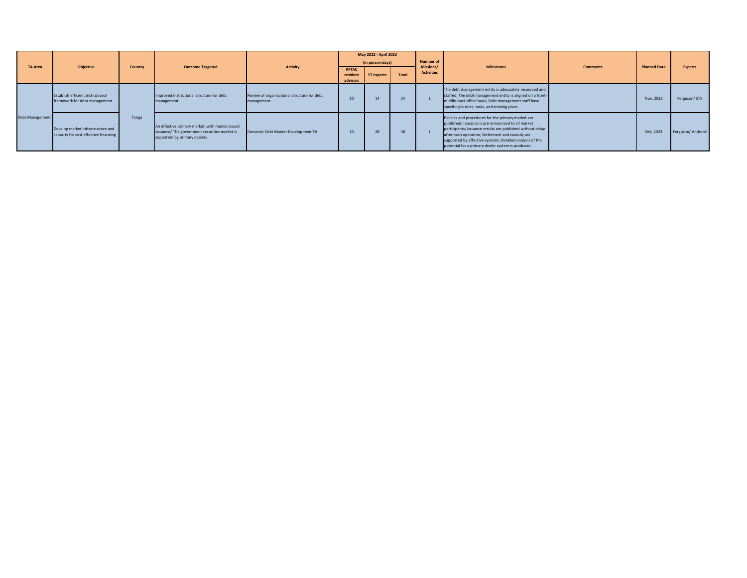| TA Area | Objective | Country | Outcome Targeted | Activity | May 2022 - April 2023 (in person-days) | | | Number of Missions/ Activities | Milestones | Comments | Planned Date | Experts |
|---|---|---|---|---|---|---|---|---|---|---|---|---|
| | | | | | PFTAC resident advisors | ST experts | Total | | | | | |
| Debt Management | Establish efficient institutional framework for debt management | Tonga | Improved institutional structure for debt management | Review of organizational structure for debt management | 10 | 14 | 24 | 1 | The debt management entity is adequately resourced and staffed; The debt management entity is aligned on a front-middle-back office basis; Debt management staff have specific job roles, tasks, and training plans | | Nov, 2022 | Ferguson/ STX |
| | Develop market infrastructure and capacity for cost effective financing | | An effective primary market, with market-based issuance/ The government securities market is supported by primary dealers | Domestic Debt Market Development TA | 10 | 28 | 38 | 1 | Policies and procedures for the primary market are published; Issuance is pre-announced to all market participants; Issuance results are published without delay after each operation; Settlement and custody are supported by effective systems; Detailed analysis of the potential for a primary dealer system is produced | | Feb, 2023 | Ferguson/ Andreoli |